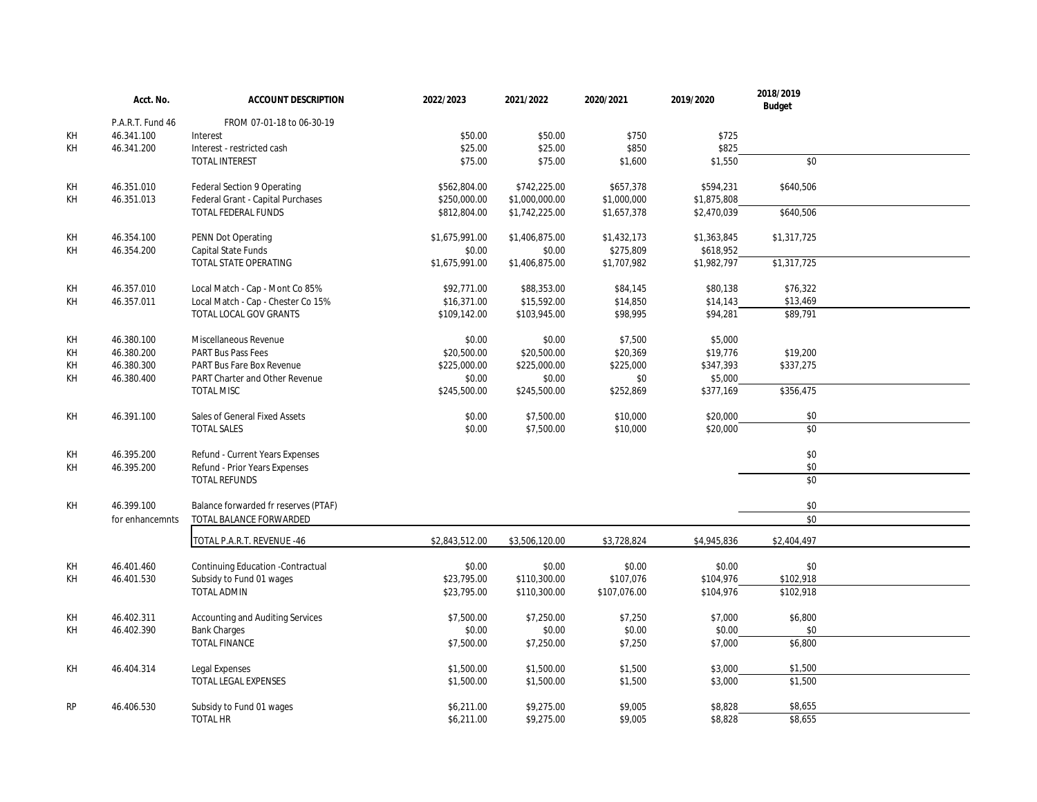| | Acct. No. | ACCOUNT DESCRIPTION | 2022/2023 | 2021/2022 | 2020/2021 | 2019/2020 | 2018/2019 Budget |
|---|---|---|---|---|---|---|---|
| | P.A.R.T. Fund 46 | FROM 07-01-18 to 06-30-19 | | | | | |
| KH | 46.341.100 | Interest | $50.00 | $50.00 | $750 | $725 | |
| KH | 46.341.200 | Interest - restricted cash | $25.00 | $25.00 | $850 | $825 | |
| | | TOTAL INTEREST | $75.00 | $75.00 | $1,600 | $1,550 | $0 |
| KH | 46.351.010 | Federal Section 9 Operating | $562,804.00 | $742,225.00 | $657,378 | $594,231 | $640,506 |
| KH | 46.351.013 | Federal Grant - Capital Purchases | $250,000.00 | $1,000,000.00 | $1,000,000 | $1,875,808 | |
| | | TOTAL FEDERAL FUNDS | $812,804.00 | $1,742,225.00 | $1,657,378 | $2,470,039 | $640,506 |
| KH | 46.354.100 | PENN Dot Operating | $1,675,991.00 | $1,406,875.00 | $1,432,173 | $1,363,845 | $1,317,725 |
| KH | 46.354.200 | Capital State Funds | $0.00 | $0.00 | $275,809 | $618,952 | |
| | | TOTAL STATE OPERATING | $1,675,991.00 | $1,406,875.00 | $1,707,982 | $1,982,797 | $1,317,725 |
| KH | 46.357.010 | Local Match - Cap - Mont Co 85% | $92,771.00 | $88,353.00 | $84,145 | $80,138 | $76,322 |
| KH | 46.357.011 | Local Match - Cap - Chester Co 15% | $16,371.00 | $15,592.00 | $14,850 | $14,143 | $13,469 |
| | | TOTAL LOCAL GOV GRANTS | $109,142.00 | $103,945.00 | $98,995 | $94,281 | $89,791 |
| KH | 46.380.100 | Miscellaneous Revenue | $0.00 | $0.00 | $7,500 | $5,000 | |
| KH | 46.380.200 | PART Bus Pass Fees | $20,500.00 | $20,500.00 | $20,369 | $19,776 | $19,200 |
| KH | 46.380.300 | PART Bus Fare Box Revenue | $225,000.00 | $225,000.00 | $225,000 | $347,393 | $337,275 |
| KH | 46.380.400 | PART Charter and Other Revenue | $0.00 | $0.00 | $0 | $5,000 | |
| | | TOTAL MISC | $245,500.00 | $245,500.00 | $252,869 | $377,169 | $356,475 |
| KH | 46.391.100 | Sales of General Fixed Assets | $0.00 | $7,500.00 | $10,000 | $20,000 | $0 |
| | | TOTAL SALES | $0.00 | $7,500.00 | $10,000 | $20,000 | $0 |
| KH | 46.395.200 | Refund - Current Years Expenses | | | | | $0 |
| KH | 46.395.200 | Refund - Prior Years Expenses | | | | | $0 |
| | | TOTAL REFUNDS | | | | | $0 |
| KH | 46.399.100 | Balance forwarded fr reserves (PTAF) | | | | | $0 |
| | for enhancemnts | TOTAL BALANCE FORWARDED | | | | | $0 |
| | | TOTAL P.A.R.T. REVENUE -46 | $2,843,512.00 | $3,506,120.00 | $3,728,824 | $4,945,836 | $2,404,497 |
| KH | 46.401.460 | Continuing Education -Contractual | $0.00 | $0.00 | $0.00 | $0.00 | $0 |
| KH | 46.401.530 | Subsidy to Fund 01 wages | $23,795.00 | $110,300.00 | $107,076 | $104,976 | $102,918 |
| | | TOTAL ADMIN | $23,795.00 | $110,300.00 | $107,076.00 | $104,976 | $102,918 |
| KH | 46.402.311 | Accounting and Auditing Services | $7,500.00 | $7,250.00 | $7,250 | $7,000 | $6,800 |
| KH | 46.402.390 | Bank Charges | $0.00 | $0.00 | $0.00 | $0.00 | $0 |
| | | TOTAL FINANCE | $7,500.00 | $7,250.00 | $7,250 | $7,000 | $6,800 |
| KH | 46.404.314 | Legal Expenses | $1,500.00 | $1,500.00 | $1,500 | $3,000 | $1,500 |
| | | TOTAL LEGAL EXPENSES | $1,500.00 | $1,500.00 | $1,500 | $3,000 | $1,500 |
| RP | 46.406.530 | Subsidy to Fund 01 wages | $6,211.00 | $9,275.00 | $9,005 | $8,828 | $8,655 |
| | | TOTAL HR | $6,211.00 | $9,275.00 | $9,005 | $8,828 | $8,655 |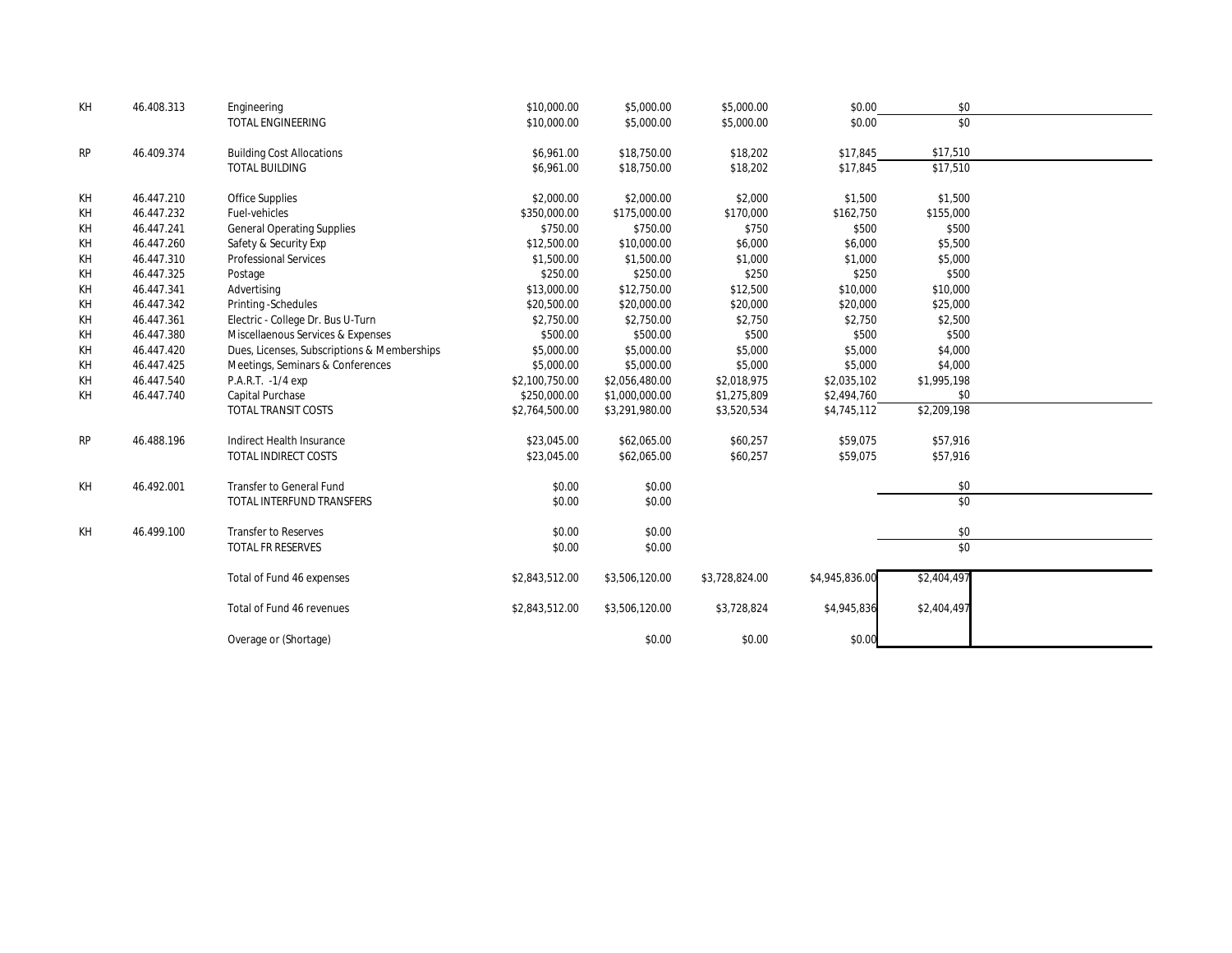| | | | | | | | | |
|---|---|---|---|---|---|---|---|---|
| KH | 46.408.313 | Engineering | $10,000.00 | $5,000.00 | $5,000.00 | $0.00 | $0 | |
| | | TOTAL ENGINEERING | $10,000.00 | $5,000.00 | $5,000.00 | $0.00 | $0 | |
| RP | 46.409.374 | Building Cost Allocations | $6,961.00 | $18,750.00 | $18,202 | $17,845 | $17,510 | |
| | | TOTAL BUILDING | $6,961.00 | $18,750.00 | $18,202 | $17,845 | $17,510 | |
| KH | 46.447.210 | Office Supplies | $2,000.00 | $2,000.00 | $2,000 | $1,500 | $1,500 | |
| KH | 46.447.232 | Fuel-vehicles | $350,000.00 | $175,000.00 | $170,000 | $162,750 | $155,000 | |
| KH | 46.447.241 | General Operating Supplies | $750.00 | $750.00 | $750 | $500 | $500 | |
| KH | 46.447.260 | Safety & Security Exp | $12,500.00 | $10,000.00 | $6,000 | $6,000 | $5,500 | |
| KH | 46.447.310 | Professional Services | $1,500.00 | $1,500.00 | $1,000 | $1,000 | $5,000 | |
| KH | 46.447.325 | Postage | $250.00 | $250.00 | $250 | $250 | $500 | |
| KH | 46.447.341 | Advertising | $13,000.00 | $12,750.00 | $12,500 | $10,000 | $10,000 | |
| KH | 46.447.342 | Printing -Schedules | $20,500.00 | $20,000.00 | $20,000 | $20,000 | $25,000 | |
| KH | 46.447.361 | Electric - College Dr. Bus U-Turn | $2,750.00 | $2,750.00 | $2,750 | $2,750 | $2,500 | |
| KH | 46.447.380 | Miscellaenous Services & Expenses | $500.00 | $500.00 | $500 | $500 | $500 | |
| KH | 46.447.420 | Dues, Licenses, Subscriptions & Memberships | $5,000.00 | $5,000.00 | $5,000 | $5,000 | $4,000 | |
| KH | 46.447.425 | Meetings, Seminars & Conferences | $5,000.00 | $5,000.00 | $5,000 | $5,000 | $4,000 | |
| KH | 46.447.540 | P.A.R.T. -1/4 exp | $2,100,750.00 | $2,056,480.00 | $2,018,975 | $2,035,102 | $1,995,198 | |
| KH | 46.447.740 | Capital Purchase | $250,000.00 | $1,000,000.00 | $1,275,809 | $2,494,760 | $0 | |
| | | TOTAL TRANSIT COSTS | $2,764,500.00 | $3,291,980.00 | $3,520,534 | $4,745,112 | $2,209,198 | |
| RP | 46.488.196 | Indirect Health Insurance | $23,045.00 | $62,065.00 | $60,257 | $59,075 | $57,916 | |
| | | TOTAL INDIRECT COSTS | $23,045.00 | $62,065.00 | $60,257 | $59,075 | $57,916 | |
| KH | 46.492.001 | Transfer to General Fund | $0.00 | $0.00 | | | $0 | |
| | | TOTAL INTERFUND TRANSFERS | $0.00 | $0.00 | | | $0 | |
| KH | 46.499.100 | Transfer to Reserves | $0.00 | $0.00 | | | $0 | |
| | | TOTAL FR RESERVES | $0.00 | $0.00 | | | $0 | |
| | | Total of Fund 46 expenses | $2,843,512.00 | $3,506,120.00 | $3,728,824.00 | $4,945,836.00 | $2,404,497 | |
| | | Total of Fund 46 revenues | $2,843,512.00 | $3,506,120.00 | $3,728,824 | $4,945,836 | $2,404,497 | |
| | | Overage or (Shortage) | | $0.00 | $0.00 | $0.00 | | |